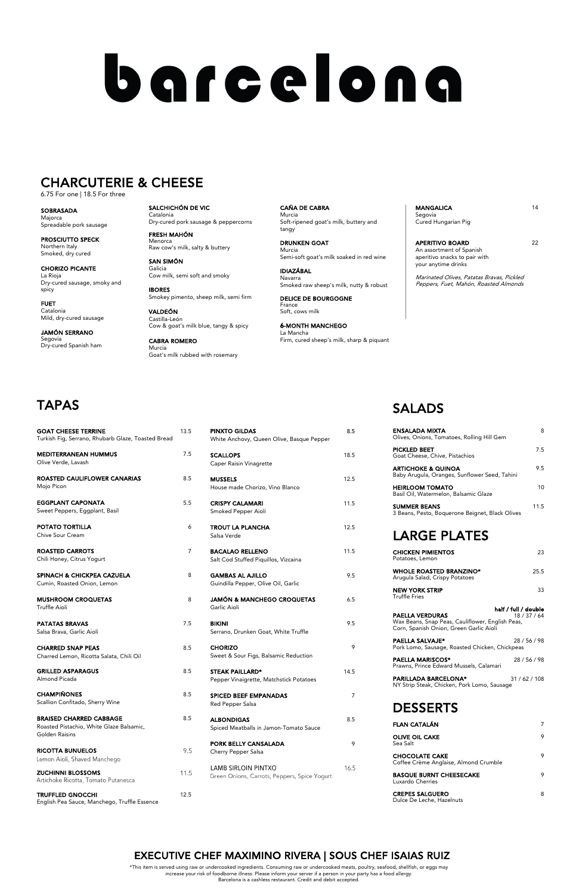# barcelona

## CHARCUTERIE & CHEESE

6.75 For one | 18.5 For three

**SOBRASADA**
Majorca
Spreadable pork sausage

**PROSCIUTTO SPECK**
Northern Italy
Smoked, dry cured

**CHORIZO PICANTE**
La Rioja
Dry-cured sausage, smoky and spicy

**FUET**
Catalonia
Mild, dry-cured sausage

**JAMÓN SERRANO**
Segovia
Dry-cured Spanish ham

**SALCHICHÓN DE VIC**
Catalonia
Dry-cured pork sausage & peppercorns

**FRESH MAHÓN**
Menorca
Raw cow's milk, salty & buttery

**SAN SIMÓN**
Galicia
Cow milk, semi soft and smoky

**IBORES**
Smokey pimento, sheep milk, semi firm

**VALDEÓN**
Castilla-León
Cow & goat's milk blue, tangy & spicy

**CABRA ROMERO**
Murcia
Goat's milk rubbed with rosemary

**CAÑA DE CABRA**
Murcia
Soft-ripened goat's milk, buttery and tangy

**DRUNKEN GOAT**
Murcia
Semi-soft goat's milk soaked in red wine

**IDIAZÁBAL**
Navarra
Smoked raw sheep's milk, nutty & robust

**DELICE DE BOURGOGNE**
France
Soft, cows milk

**6-MONTH MANCHEGO**
La Mancha
Firm, cured sheep's milk, sharp & piquant

**MANGALICA** 14
Segovia
Cured Hungarian Pig

**APERITIVO BOARD** 22
An assortment of Spanish aperitivo snacks to pair with your anytime drinks

*Marinated Olives, Patatas Bravas, Pickled Peppers, Fuet, Mahón, Roasted Almonds*

## TAPAS

**GOAT CHEESE TERRINE** 13.5
Turkish Fig, Serrano, Rhubarb Glaze, Toasted Bread

**MEDITERRANEAN HUMMUS** 7.5
Olive Verde, Lavash

**ROASTED CAULIFLOWER CANARIAS** 8.5
Mojo Picon

**EGGPLANT CAPONATA** 5.5
Sweet Peppers, Eggplant, Basil

**POTATO TORTILLA** 6
Chive Sour Cream

**ROASTED CARROTS** 7
Chili Honey, Citrus Yogurt

**SPINACH & CHICKPEA CAZUELA** 8
Cumin, Roasted Onion, Lemon

**MUSHROOM CROQUETAS** 8
Truffle Aioli

**PATATAS BRAVAS** 7.5
Salsa Brava, Garlic Aioli

**CHARRED SNAP PEAS** 8.5
Charred Lemon, Ricotta Salata, Chili Oil

**GRILLED ASPARAGUS** 8.5
Almond Picada

**CHAMPIÑONES** 8.5
Scallion Confitado, Sherry Wine

**BRAISED CHARRED CABBAGE** 8.5
Roasted Pistachio, White Glaze Balsamic, Golden Raisins

**RICOTTA BUNUELOS** 9.5
Lemon Aioli, Shaved Manchego

**ZUCHINNI BLOSSOMS** 11.5
Artichoke Ricotta, Tomato Putanesca

**TRUFFLED GNOCCHI** 12.5
English Pea Sauce, Manchego, Truffle Essence

**PINXTO GILDAS** 8.5
White Anchovy, Queen Olive, Basque Pepper

**SCALLOPS** 18.5
Caper Raisin Vinagrette

**MUSSELS** 12.5
House made Chorizo, Vino Blanco

**CRISPY CALAMARI** 11.5
Smoked Pepper Aioli

**TROUT LA PLANCHA** 12.5
Salsa Verde

**BACALAO RELLENO** 11.5
Salt Cod Stuffed Piquillos, Vizcaina

**GAMBAS AL AJILLO** 9.5
Guindilla Pepper, Olive Oil, Garlic

**JAMÓN & MANCHEGO CROQUETAS** 6.5
Garlic Aioli

**BIKINI** 9.5
Serrano, Drunken Goat, White Truffle

**CHORIZO** 9
Sweet & Sour Figs, Balsamic Reduction

**STEAK PAILLARD*** 14.5
Pepper Vinaigrette, Matchstick Potatoes

**SPICED BEEF EMPANADAS** 7
Red Pepper Salsa

**ALBONDIGAS** 8.5
Spiced Meatballs in Jamon-Tomato Sauce

**PORK BELLY CANSALADA** 9
Cherry Pepper Salsa

LAMB SIRLOIN PINTXO 16.5
Green Onions, Carrots, Peppers, Spice Yogurt

## SALADS

**ENSALADA MIXTA** 8
Olives, Onions, Tomatoes, Rolling Hill Gem

**PICKLED BEET** 7.5
Goat Cheese, Chive, Pistachios

**ARTICHOKE & QUINOA** 9.5
Baby Arugula, Oranges, Sunflower Seed, Tahini

**HEIRLOOM TOMATO** 10
Basil Oil, Watermelon, Balsamic Glaze

**SUMMER BEANS** 11.5
3 Beans, Pesto, Boquerone Beignet, Black Olives

## LARGE PLATES

**CHICKEN PIMIENTOS** 23
Potatoes, Lemon

**WHOLE ROASTED BRANZINO*** 25.5
Arugula Salad, Crispy Potatoes

**NEW YORK STRIP** 33
Truffle Fries

**half / full / double**

**PAELLA VERDURAS** 18 / 37 / 64
Wax Beans, Snap Peas, Cauliflower, English Peas, Corn, Spanish Onion, Green Garlic Aioli

**PAELLA SALVAJE*** 28 / 56 / 98
Pork Lomo, Sausage, Roasted Chicken, Chickpeas

**PAELLA MARISCOS*** 28 / 56 / 98
Prawns, Prince Edward Mussels, Calamari

**PARILLADA BARCELONA*** 31 / 62 / 108
NY Strip Steak, Chicken, Pork Lomo, Sausage

## DESSERTS

**FLAN CATALÁN** 7

**OLIVE OIL CAKE** 9
Sea Salt

**CHOCOLATE CAKE** 9
Coffee Crème Anglaise, Almond Crumble

**BASQUE BURNT CHEESECAKE** 9
Luxardo Cherries

**CREPES SALGUERO** 8
Dulce De Leche, Hazelnuts

## EXECUTIVE CHEF MAXIMINO RIVERA | SOUS CHEF ISAIAS RUIZ

*This item is served using raw or undercooked ingredients. Consuming raw or undercooked meats, poultry, seafood, shellfish, or eggs may increase your risk of foodborne illness. Please inform your server if a person in your party has a food allergy.
Barcelona is a cashless restaurant. Credit and debit accepted.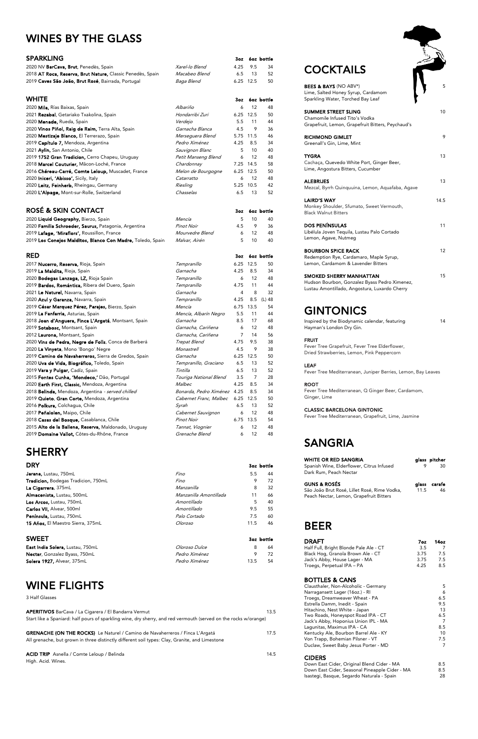# WINES BY THE GLASS

## SPARKLING

| | | 3oz | 6oz | bottle |
|---|---|---|---|---|
| 2020 NV **BarCava, Brut**, Penedès, Spain | *Xarel-lo Blend* | 4.25 | 9.5 | 34 |
| 2018 **AT Roca, Reserva, Brut Nature,** Classic Penedès, Spain | *Macabeo Blend* | 6.5 | 13 | 52 |
| 2019 **Caves São João, Brut Rosé**, Bairrada, Portugal | *Baga Blend* | 6.25 | 12.5 | 50 |

## WHITE

| | | 3oz | 6oz | bottle |
|---|---|---|---|---|
| 2020 **Mila,** Rías Baixas, Spain | *Albariño* | 6 | 12 | 48 |
| 2021 **Rezabal**, Getariako Txakolina, Spain | *Hondarribi Zuri* | 6.25 | 12.5 | 50 |
| 2020 **Menade,** Rueda, Spain | *Verdejo* | 5.5 | 11 | 44 |
| 2020 **Vinos Piñol, Raig de Raim,** Terra Alta, Spain | *Garnacha Blanca* | 4.5 | 9 | 36 |
| 2020 **Mestizaje Blanco,** El Terrerazo, Spain | *Merseguera Blend* | 5.75 | 11.5 | 46 |
| 2019 **Capítulo 7,** Mendoza, Argentina | *Pedro Ximénez* | 4.25 | 8.5 | 34 |
| 2021 **Aylin,** San Antonio, Chile | *Sauvignon Blanc* | 5 | 10 | 40 |
| 2019 **1752 Gran Tradicion,** Cerro Chapeu, Uruguay | *Petit Manseng Blend* | 6 | 12 | 48 |
| 2018 **Marcel Couturier,** Mâcon-Loché, France | *Chardonnay* | 7.25 | 14.5 | 58 |
| 2016 **Chéreau-Carré, Comte Leloup,** Muscadet, France | *Melon de Bourgogne* | 6.25 | 12.5 | 50 |
| 2020 **Inceri, 'Abisso',** Sicily, Italy | *Catarratto* | 6 | 12 | 48 |
| 2020 **Leitz, Feinherb,** Rheingau, Germany | *Riesling* | 5.25 | 10.5 | 42 |
| 2020 **L'Alpage,** Mont-sur-Rolle, Switzerland | *Chasselas* | 6.5 | 13 | 52 |

## ROSÉ & SKIN CONTACT

| | | 3oz | 6oz | bottle |
|---|---|---|---|---|
| 2020 **Liquid Geography,** Bierzo, Spain | *Mencía* | 5 | 10 | 40 |
| 2020 **Familia Schroeder, Saurus,** Patagonia, Argentina | *Pinot Noir* | 4.5 | 9 | 36 |
| 2019 **Lafage, 'Miraflors',** Roussillon, France | *Mourvedre Blend* | 6 | 12 | 48 |
| 2019 **Los Conejos Malditos, Blanco Con Madre,** Toledo, Spain | *Malvar, Airén* | 5 | 10 | 40 |

## RED

| | | 3oz | 6oz | bottle |
|---|---|---|---|---|
| 2017 **Nucerro, Reserva,** Rioja, Spain | *Tempranillo* | 6.25 | 12.5 | 50 |
| 2019 **La Maldita,** Rioja, Spain | *Garnacha* | 4.25 | 8.5 | 34 |
| 2020 **Bodegas Lanzaga, LZ,** Rioja Spain | *Tempranillo* | 6 | 12 | 48 |
| 2019 **Bardos, Romántica,** Ribera del Duero, Spain | *Tempranillo* | 4.75 | 11 | 44 |
| 2021 **Le Naturel,** Navarra, Spain | *Garnacha* | 4 | 8 | 32 |
| 2020 **Azul y Garanza,** Navarra, Spain | *Tempranillo* | 4.25 | 8.5 | (L) 48 |
| 2019 **César Marquez Pérez, Parajes,** Bierzo, Spain | *Mencía* | 6.75 | 13.5 | 54 |
| 2019 **La Fanfarria,** Asturias, Spain | *Mencía, Albarín Negro* | 5.5 | 11 | 44 |
| 2018 **Joan d'Anguera, Finca L'Argatá,** Montsant, Spain | *Garnacha* | 8.5 | 17 | 68 |
| 2019 **Sotabosc,** Montsant, Spain | *Garnacha, Cariñena* | 6 | 12 | 48 |
| 2012 **Laurona,** Montsant, Spain | *Garnacha, Cariñena* | 7 | 14 | 56 |
| 2020 **Vins de Pedra, Negre de Folls**, Conca de Barberá | *Trepat Blend* | 4.75 | 9.5 | 38 |
| 2020 **La Vinyeta,** Mono 'Bongo' Negre | *Monastrell* | 4.5 | 9 | 38 |
| 2019 **Camino de Navaherreros,** Sierra de Gredos, Spain | *Garnacha* | 6.25 | 12.5 | 50 |
| 2020 **Uva de Vida, Biográfico,** Toledo, Spain | *Tempranillo, Graciano* | 6.5 | 13 | 52 |
| 2019 **Vara y Pulgar,** Cadíz, Spain | *Tintilla* | 6.5 | 13 | 52 |
| 2015 **Fontes Cunha, 'Mondeco,'** Dão, Portugal | *Touriga National Blend* | 3.5 | 7 | 28 |
| 2020 **Earth First, Classic,** Mendoza, Argentina | *Malbec* | 4.25 | 8.5 | 34 |
| 2018 **Belinda,** Mendoza, Argentina *- served chilled* | *Bonarda, Pedro Ximénez* | 4.25 | 8.5 | 34 |
| 2019 **Quieto, Gran Corte,** Mendoza, Argentina | *Cabernet Franc, Malbec* | 6.25 | 12.5 | 50 |
| 2016 **Polkura,** Colchagua, Chile | *Syrah* | 6.5 | 13 | 52 |
| 2017 **Peñalolen,** Maipo, Chile | *Cabernet Sauvignon* | 6 | 12 | 48 |
| 2018 **Casas del Bosque,** Casablanca, Chile | *Pinot Noir* | 6.75 | 13.5 | 54 |
| 2015 **Alto de la Ballena, Reserva,** Maldonado, Uruguay | *Tannat, Viognier* | 6 | 12 | 48 |
| 2019 **Domaine Vallot,** Côtes-du-Rhône, France | *Grenache Blend* | 6 | 12 | 48 |

# SHERRY

## DRY

| | | 3oz | bottle |
|---|---|---|---|
| **Jarana,** Lustau, 750mL | *Fino* | 5.5 | 44 |
| **Tradicion,** Bodegas Tradicion, 750mL | *Fino* | 9 | 72 |
| **La Cigarrera**, 375mL | *Manzanilla* | 8 | 32 |
| **Almacenista,** Lustau, 500mL | *Manzanilla Amontillada* | 11 | 66 |
| **Los Arcos,** Lustau, 750mL | *Amontillado* | 5 | 40 |
| **Carlos VII,** Alvear, 500ml | *Amontillado* | 9.5 | 55 |
| **Península,** Lustau, 750mL | *Palo Cortado* | 7.5 | 60 |
| **15 Años,** El Maestro Sierra, 375mL | *Oloroso* | 11.5 | 46 |

## SWEET

| | | 3oz | bottle |
|---|---|---|---|
| **East India Solera,** Lustau, 750mL | *Oloroso Dulce* | 8 | 64 |
| **Nectar,** Gonzalez Byass, 750mL | *Pedro Ximénez* | 9 | 72 |
| **Solera 1927,** Alvear, 375mL | *Pedro Ximénez* | 13.5 | 54 |

# WINE FLIGHTS

3 Half Glasses

**APERITIVOS** BarCava / La Cigarera / El Bandarra Vermut — 13.5
Start like a Spaniard: half pours of sparkling wine, dry sherry, and red vermouth (served on the rocks w/orange)

**GRENACHE (ON THE ROCKS)** Le Naturel / Camino de Navaherreros / Finca L'Argatá — 17.5
All grenache, but grown in three distinctly different soil types: Clay, Granite, and Limestone

**ACID TRIP** Asnella / Comte Leloup / Belinda — 14.5
High. Acid. Wines.

# COCKTAILS

**BEES & BAYS** (NO ABV*) — 5
Lime, Salted Honey Syrup, Cardamom Sparkling Water, Torched Bay Leaf

**SUMMER STREET SLING** — 10
Chamomile Infused Tito's Vodka Grapefruit, Lemon, Grapefruit Bitters, Peychaud's

**RICHMOND GIMLET** — 9
Greenall's Gin, Lime, Mint

**TYGRA** — 13
Cachaça, Quevedo White Port, Ginger Beer, Lime, Angostura Bitters, Cucumber

**ALEBRIJES** — 13
Mezcal, Byrrh Quinquina, Lemon, Aquafaba, Agave

**LAIRD'S WAY** — 14.5
Monkey Shoulder, Sfumato, Sweet Vermouth, Black Walnut Bitters

**DOS PENÍNSULAS** — 11
Libélula Joven Tequila, Lustau Palo Cortado Lemon, Agave, Nutmeg

**BOURBON SPICE RACK** — 12
Redemption Rye, Cardamaro, Maple Syrup, Lemon, Cardamom & Lavender Bitters

**SMOKED SHERRY MANHATTAN** — 15
Hudson Bourbon, Gonzalez Byass Pedro Ximenez, Lustau Amontillado, Angostura, Luxardo Cherry

# GINTONICS

Inspired by the Biodynamic calendar, featuring Hayman's London Dry Gin. — 14

**FRUIT**
Fever Tree Grapefruit, Fever Tree Elderflower, Dried Strawberries, Lemon, Pink Peppercorn

**LEAF**
Fever Tree Mediterranean, Juniper Berries, Lemon, Bay Leaves

**ROOT**
Fever Tree Mediterranean, Q Ginger Beer, Cardamom, Ginger, Lime

**CLASSIC BARCELONA GINTONIC**
Fever Tree Mediterranean, Grapefruit, Lime, Jasmine

# SANGRIA

| | glass | pitcher |
|---|---|---|
| **WHITE OR RED SANGRIA** Spanish Wine, Elderflower, Citrus Infused Dark Rum, Peach Nectar | 9 | 30 |

| | glass | carafe |
|---|---|---|
| **GUNS & ROSÉS** São João Brut Rosé, Lillet Rosé, Rime Vodka, Peach Nectar, Lemon, Grapefruit Bitters | 11.5 | 46 |

# BEER

## DRAFT

| | 7oz | 14oz |
|---|---|---|
| Half Full, Bright Blonde Pale Ale - CT | 3.5 | 7 |
| Black Hog, Granola Brown Ale - CT | 3.75 | 7.5 |
| Jack's Abby, House Lager - MA | 3.75 | 7.5 |
| Troegs, Perpetual IPA – PA | 4.25 | 8.5 |

## BOTTLES & CANS

| | |
|---|---|
| Clausthaler, Non-Alcoholic - Germany | 5 |
| Narragansett Lager (16oz.) - RI | 6 |
| Troegs, Dreamweaver Wheat - PA | 6.5 |
| Estrella Damm, Inedit - Spain | 9.5 |
| Hitachino, Nest White - Japan | 13 |
| Two Roads, Honeyspot Road IPA - CT | 6.5 |
| Jack's Abby, Hoponius Union IPL - MA | 7 |
| Lagunitas, Maximus IPA - CA | 8.5 |
| Kentucky Ale, Bourbon Barrel Ale - KY | 10 |
| Von Trapp, Bohemian Pilsner - VT | 7.5 |
| Duclaw, Sweet Baby Jesus Porter - MD | 7 |

## CIDERS

| | |
|---|---|
| Down East Cider, Original Blend Cider - MA | 8.5 |
| Down East Cider, Seasonal Pineapple Cider - MA | 8.5 |
| Isastegi, Basque, Segardo Naturala - Spain | 28 |